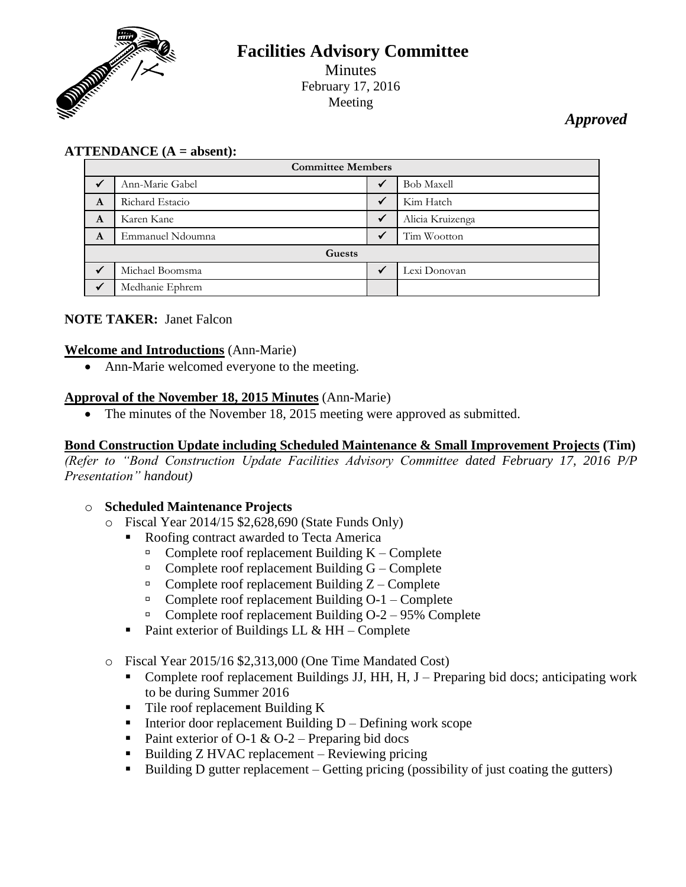# Facilities Advisory Committee

Minutes
February 17, 2016
Meeting

***Approved***

**ATTENDANCE (A = absent):**

| Committee Members | | | |
|---|---|---|---|
| ✓ | Ann-Marie Gabel | ✓ | Bob Maxell |
| A | Richard Estacio | ✓ | Kim Hatch |
| A | Karen Kane | ✓ | Alicia Kruizenga |
| A | Emmanuel Ndoumna | ✓ | Tim Wootton |
| **Guests** | | | |
| ✓ | Michael Boomsma | ✓ | Lexi Donovan |
| ✓ | Medhanie Ephrem | | |

**NOTE TAKER:** Janet Falcon

**Welcome and Introductions** (Ann-Marie)

- Ann-Marie welcomed everyone to the meeting.

**Approval of the November 18, 2015 Minutes** (Ann-Marie)

- The minutes of the November 18, 2015 meeting were approved as submitted.

**Bond Construction Update including Scheduled Maintenance & Small Improvement Projects (Tim)**
*(Refer to "Bond Construction Update Facilities Advisory Committee dated February 17, 2016 P/P Presentation" handout)*

- **Scheduled Maintenance Projects**
  - Fiscal Year 2014/15 $2,628,690 (State Funds Only)
    - Roofing contract awarded to Tecta America
      - Complete roof replacement Building K – Complete
      - Complete roof replacement Building G – Complete
      - Complete roof replacement Building Z – Complete
      - Complete roof replacement Building O-1 – Complete
      - Complete roof replacement Building O-2 – 95% Complete
    - Paint exterior of Buildings LL & HH – Complete
  - Fiscal Year 2015/16 $2,313,000 (One Time Mandated Cost)
    - Complete roof replacement Buildings JJ, HH, H, J – Preparing bid docs; anticipating work to be during Summer 2016
    - Tile roof replacement Building K
    - Interior door replacement Building D – Defining work scope
    - Paint exterior of O-1 & O-2 – Preparing bid docs
    - Building Z HVAC replacement – Reviewing pricing
    - Building D gutter replacement – Getting pricing (possibility of just coating the gutters)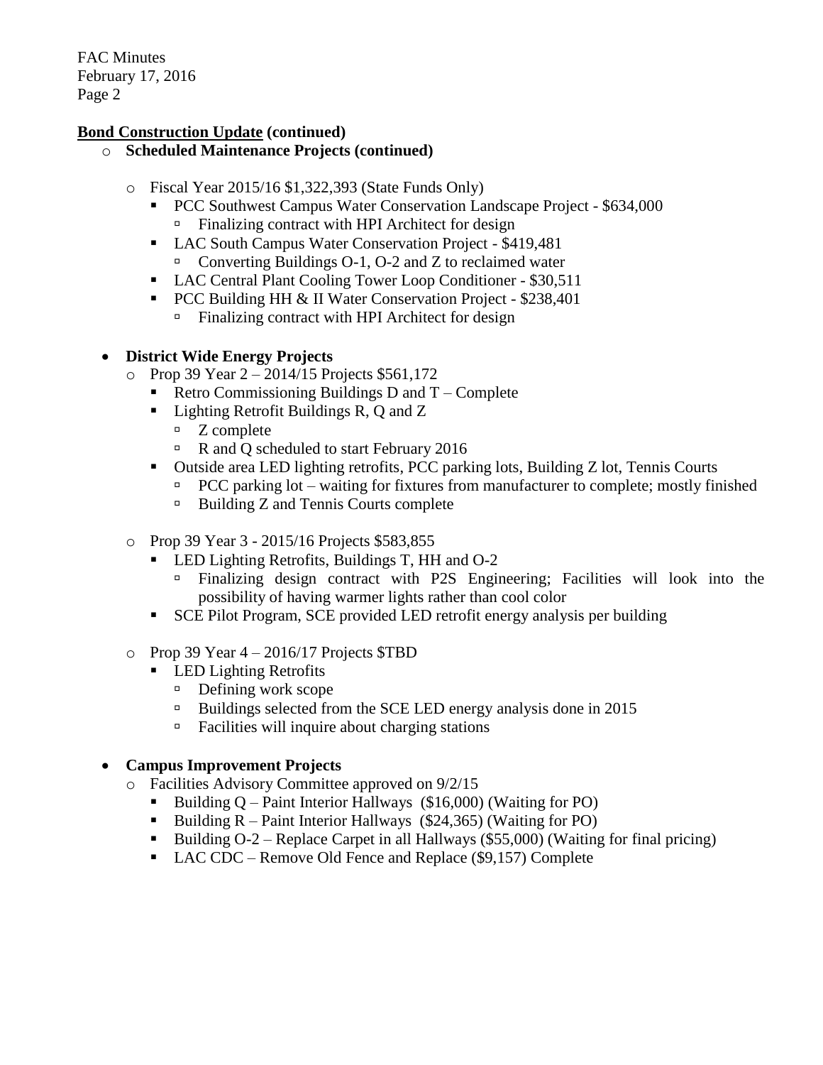**<u>Bond Construction Update</u> (continued)**

- **Scheduled Maintenance Projects (continued)**
  - Fiscal Year 2015/16 $1,322,393 (State Funds Only)
    - PCC Southwest Campus Water Conservation Landscape Project - $634,000
      - Finalizing contract with HPI Architect for design
    - LAC South Campus Water Conservation Project - $419,481
      - Converting Buildings O-1, O-2 and Z to reclaimed water
    - LAC Central Plant Cooling Tower Loop Conditioner - $30,511
    - PCC Building HH & II Water Conservation Project - $238,401
      - Finalizing contract with HPI Architect for design

- **District Wide Energy Projects**
  - Prop 39 Year 2 – 2014/15 Projects $561,172
    - Retro Commissioning Buildings D and T – Complete
    - Lighting Retrofit Buildings R, Q and Z
      - Z complete
      - R and Q scheduled to start February 2016
    - Outside area LED lighting retrofits, PCC parking lots, Building Z lot, Tennis Courts
      - PCC parking lot – waiting for fixtures from manufacturer to complete; mostly finished
      - Building Z and Tennis Courts complete
  - Prop 39 Year 3 - 2015/16 Projects $583,855
    - LED Lighting Retrofits, Buildings T, HH and O-2
      - Finalizing design contract with P2S Engineering; Facilities will look into the possibility of having warmer lights rather than cool color
    - SCE Pilot Program, SCE provided LED retrofit energy analysis per building
  - Prop 39 Year 4 – 2016/17 Projects $TBD
    - LED Lighting Retrofits
      - Defining work scope
      - Buildings selected from the SCE LED energy analysis done in 2015
      - Facilities will inquire about charging stations

- **Campus Improvement Projects**
  - Facilities Advisory Committee approved on 9/2/15
    - Building Q – Paint Interior Hallways ($16,000) (Waiting for PO)
    - Building R – Paint Interior Hallways ($24,365) (Waiting for PO)
    - Building O-2 – Replace Carpet in all Hallways ($55,000) (Waiting for final pricing)
    - LAC CDC – Remove Old Fence and Replace ($9,157) Complete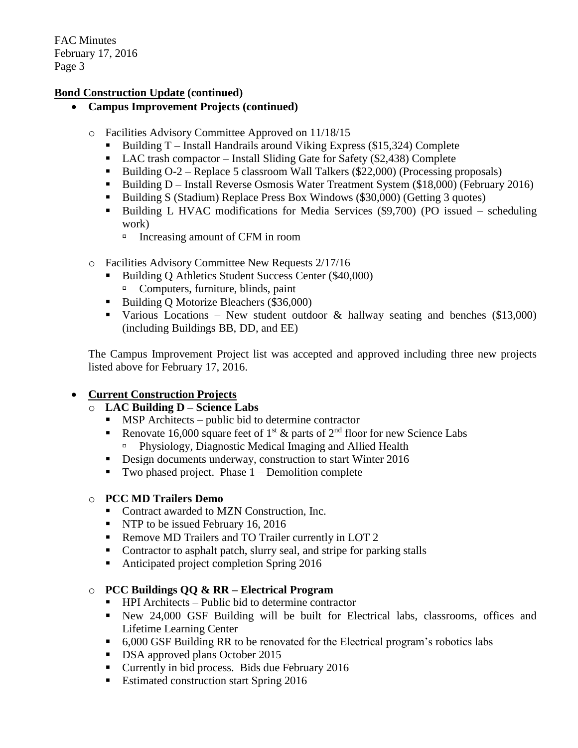**<u>Bond Construction Update</u> (continued)**

- **Campus Improvement Projects (continued)**
  - Facilities Advisory Committee Approved on 11/18/15
    - Building T – Install Handrails around Viking Express ($15,324) Complete
    - LAC trash compactor – Install Sliding Gate for Safety ($2,438) Complete
    - Building O-2 – Replace 5 classroom Wall Talkers ($22,000) (Processing proposals)
    - Building D – Install Reverse Osmosis Water Treatment System ($18,000) (February 2016)
    - Building S (Stadium) Replace Press Box Windows ($30,000) (Getting 3 quotes)
    - Building L HVAC modifications for Media Services ($9,700) (PO issued – scheduling work)
      - Increasing amount of CFM in room
  - Facilities Advisory Committee New Requests 2/17/16
    - Building Q Athletics Student Success Center ($40,000)
      - Computers, furniture, blinds, paint
    - Building Q Motorize Bleachers ($36,000)
    - Various Locations – New student outdoor & hallway seating and benches ($13,000) (including Buildings BB, DD, and EE)

  The Campus Improvement Project list was accepted and approved including three new projects listed above for February 17, 2016.

- **<u>Current Construction Projects</u>**
  - **LAC Building D – Science Labs**
    - MSP Architects – public bid to determine contractor
    - Renovate 16,000 square feet of 1st & parts of 2nd floor for new Science Labs
      - Physiology, Diagnostic Medical Imaging and Allied Health
    - Design documents underway, construction to start Winter 2016
    - Two phased project. Phase 1 – Demolition complete
  - **PCC MD Trailers Demo**
    - Contract awarded to MZN Construction, Inc.
    - NTP to be issued February 16, 2016
    - Remove MD Trailers and TO Trailer currently in LOT 2
    - Contractor to asphalt patch, slurry seal, and stripe for parking stalls
    - Anticipated project completion Spring 2016
  - **PCC Buildings QQ & RR – Electrical Program**
    - HPI Architects – Public bid to determine contractor
    - New 24,000 GSF Building will be built for Electrical labs, classrooms, offices and Lifetime Learning Center
    - 6,000 GSF Building RR to be renovated for the Electrical program's robotics labs
    - DSA approved plans October 2015
    - Currently in bid process. Bids due February 2016
    - Estimated construction start Spring 2016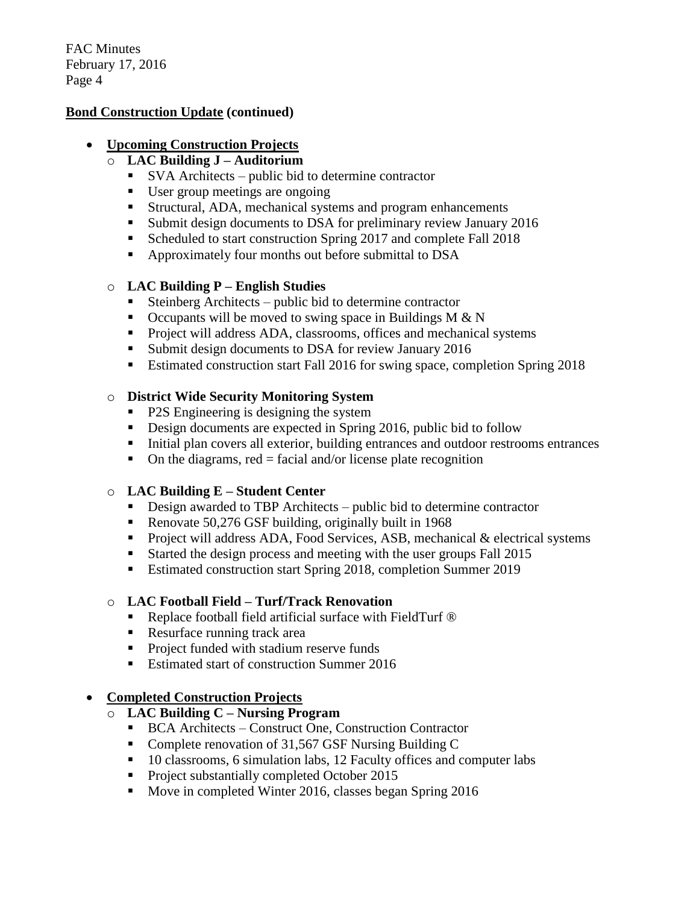**Bond Construction Update (continued)**

- **Upcoming Construction Projects**
  - **LAC Building J – Auditorium**
    - SVA Architects – public bid to determine contractor
    - User group meetings are ongoing
    - Structural, ADA, mechanical systems and program enhancements
    - Submit design documents to DSA for preliminary review January 2016
    - Scheduled to start construction Spring 2017 and complete Fall 2018
    - Approximately four months out before submittal to DSA
  - **LAC Building P – English Studies**
    - Steinberg Architects – public bid to determine contractor
    - Occupants will be moved to swing space in Buildings M & N
    - Project will address ADA, classrooms, offices and mechanical systems
    - Submit design documents to DSA for review January 2016
    - Estimated construction start Fall 2016 for swing space, completion Spring 2018
  - **District Wide Security Monitoring System**
    - P2S Engineering is designing the system
    - Design documents are expected in Spring 2016, public bid to follow
    - Initial plan covers all exterior, building entrances and outdoor restrooms entrances
    - On the diagrams, red = facial and/or license plate recognition
  - **LAC Building E – Student Center**
    - Design awarded to TBP Architects – public bid to determine contractor
    - Renovate 50,276 GSF building, originally built in 1968
    - Project will address ADA, Food Services, ASB, mechanical & electrical systems
    - Started the design process and meeting with the user groups Fall 2015
    - Estimated construction start Spring 2018, completion Summer 2019
  - **LAC Football Field – Turf/Track Renovation**
    - Replace football field artificial surface with FieldTurf ®
    - Resurface running track area
    - Project funded with stadium reserve funds
    - Estimated start of construction Summer 2016

- **Completed Construction Projects**
  - **LAC Building C – Nursing Program**
    - BCA Architects – Construct One, Construction Contractor
    - Complete renovation of 31,567 GSF Nursing Building C
    - 10 classrooms, 6 simulation labs, 12 Faculty offices and computer labs
    - Project substantially completed October 2015
    - Move in completed Winter 2016, classes began Spring 2016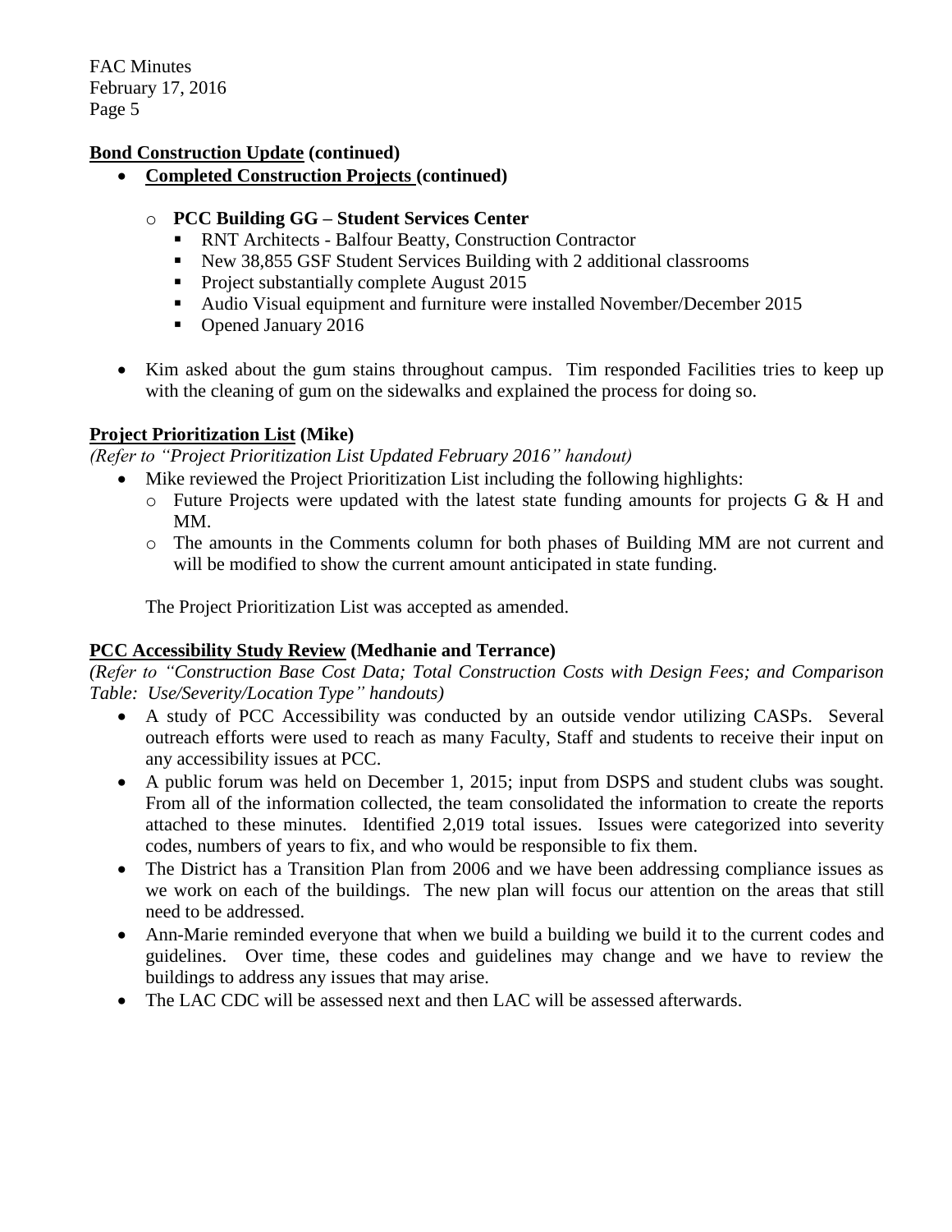**Bond Construction Update (continued)**

- **Completed Construction Projects (continued)**
  - **PCC Building GG – Student Services Center**
    - RNT Architects - Balfour Beatty, Construction Contractor
    - New 38,855 GSF Student Services Building with 2 additional classrooms
    - Project substantially complete August 2015
    - Audio Visual equipment and furniture were installed November/December 2015
    - Opened January 2016

- Kim asked about the gum stains throughout campus. Tim responded Facilities tries to keep up with the cleaning of gum on the sidewalks and explained the process for doing so.

**Project Prioritization List (Mike)**

*(Refer to "Project Prioritization List Updated February 2016" handout)*

- Mike reviewed the Project Prioritization List including the following highlights:
  - Future Projects were updated with the latest state funding amounts for projects G & H and MM.
  - The amounts in the Comments column for both phases of Building MM are not current and will be modified to show the current amount anticipated in state funding.

The Project Prioritization List was accepted as amended.

**PCC Accessibility Study Review (Medhanie and Terrance)**

*(Refer to "Construction Base Cost Data; Total Construction Costs with Design Fees; and Comparison Table: Use/Severity/Location Type" handouts)*

- A study of PCC Accessibility was conducted by an outside vendor utilizing CASPs. Several outreach efforts were used to reach as many Faculty, Staff and students to receive their input on any accessibility issues at PCC.
- A public forum was held on December 1, 2015; input from DSPS and student clubs was sought. From all of the information collected, the team consolidated the information to create the reports attached to these minutes. Identified 2,019 total issues. Issues were categorized into severity codes, numbers of years to fix, and who would be responsible to fix them.
- The District has a Transition Plan from 2006 and we have been addressing compliance issues as we work on each of the buildings. The new plan will focus our attention on the areas that still need to be addressed.
- Ann-Marie reminded everyone that when we build a building we build it to the current codes and guidelines. Over time, these codes and guidelines may change and we have to review the buildings to address any issues that may arise.
- The LAC CDC will be assessed next and then LAC will be assessed afterwards.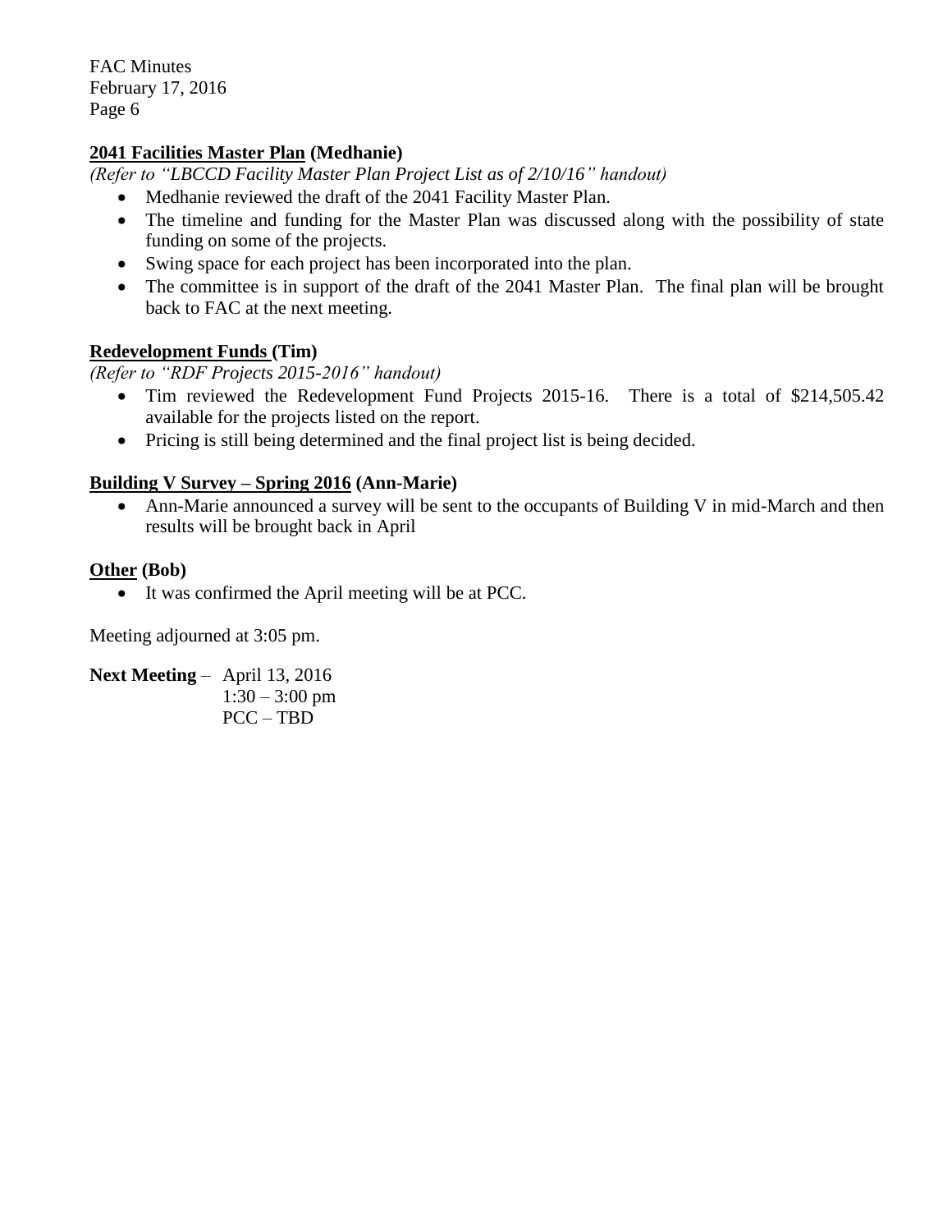**2041 Facilities Master Plan (Medhanie)**

*(Refer to "LBCCD Facility Master Plan Project List as of 2/10/16" handout)*

- Medhanie reviewed the draft of the 2041 Facility Master Plan.
- The timeline and funding for the Master Plan was discussed along with the possibility of state funding on some of the projects.
- Swing space for each project has been incorporated into the plan.
- The committee is in support of the draft of the 2041 Master Plan. The final plan will be brought back to FAC at the next meeting.

**Redevelopment Funds (Tim)**

*(Refer to "RDF Projects 2015-2016" handout)*

- Tim reviewed the Redevelopment Fund Projects 2015-16. There is a total of $214,505.42 available for the projects listed on the report.
- Pricing is still being determined and the final project list is being decided.

**Building V Survey – Spring 2016 (Ann-Marie)**

- Ann-Marie announced a survey will be sent to the occupants of Building V in mid-March and then results will be brought back in April

**Other (Bob)**

- It was confirmed the April meeting will be at PCC.

Meeting adjourned at 3:05 pm.

**Next Meeting** – April 13, 2016
1:30 – 3:00 pm
PCC – TBD